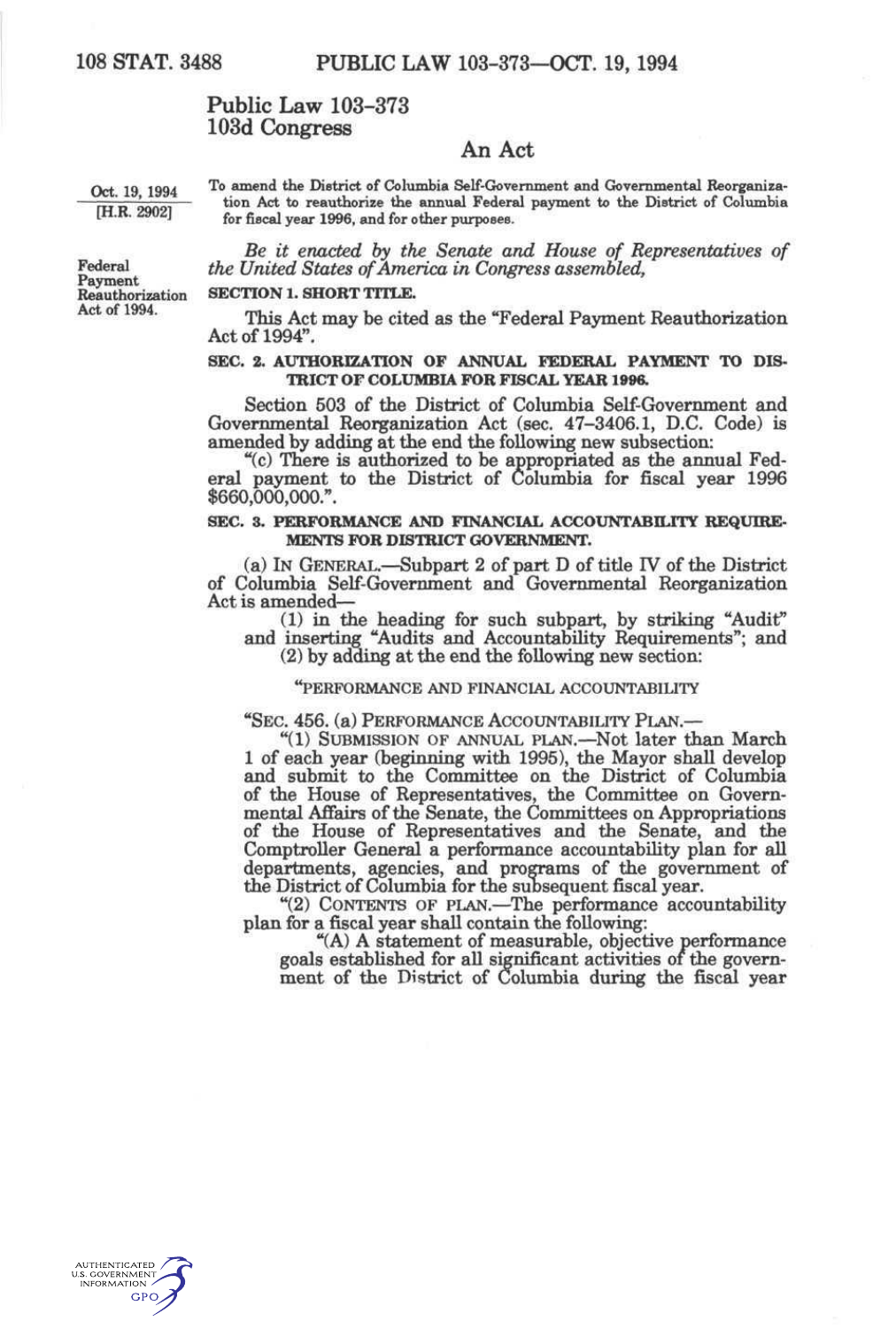# Public Law 103-373
## 103d Congress

### An Act

Oct. 19, 1994
[H.R. 2902]

To amend the District of Columbia Self-Government and Governmental Reorganization Act to reauthorize the annual Federal payment to the District of Columbia for fiscal year 1996, and for other purposes.

*Be it enacted by the Senate and House of Representatives of the United States of America in Congress assembled,*

Federal Payment Reauthorization Act of 1994.

**SECTION 1. SHORT TITLE.**

This Act may be cited as the "Federal Payment Reauthorization Act of 1994".

**SEC. 2. AUTHORIZATION OF ANNUAL FEDERAL PAYMENT TO DISTRICT OF COLUMBIA FOR FISCAL YEAR 1996.**

Section 503 of the District of Columbia Self-Government and Governmental Reorganization Act (sec. 47–3406.1, D.C. Code) is amended by adding at the end the following new subsection:

"(c) There is authorized to be appropriated as the annual Federal payment to the District of Columbia for fiscal year 1996 $660,000,000.".

**SEC. 3. PERFORMANCE AND FINANCIAL ACCOUNTABILITY REQUIREMENTS FOR DISTRICT GOVERNMENT.**

(a) IN GENERAL.—Subpart 2 of part D of title IV of the District of Columbia Self-Government and Governmental Reorganization Act is amended—

(1) in the heading for such subpart, by striking "Audit" and inserting "Audits and Accountability Requirements"; and

(2) by adding at the end the following new section:

"PERFORMANCE AND FINANCIAL ACCOUNTABILITY

"SEC. 456. (a) PERFORMANCE ACCOUNTABILITY PLAN.—

"(1) SUBMISSION OF ANNUAL PLAN.—Not later than March 1 of each year (beginning with 1995), the Mayor shall develop and submit to the Committee on the District of Columbia of the House of Representatives, the Committee on Governmental Affairs of the Senate, the Committees on Appropriations of the House of Representatives and the Senate, and the Comptroller General a performance accountability plan for all departments, agencies, and programs of the government of the District of Columbia for the subsequent fiscal year.

"(2) CONTENTS OF PLAN.—The performance accountability plan for a fiscal year shall contain the following:

"(A) A statement of measurable, objective performance goals established for all significant activities of the government of the District of Columbia during the fiscal year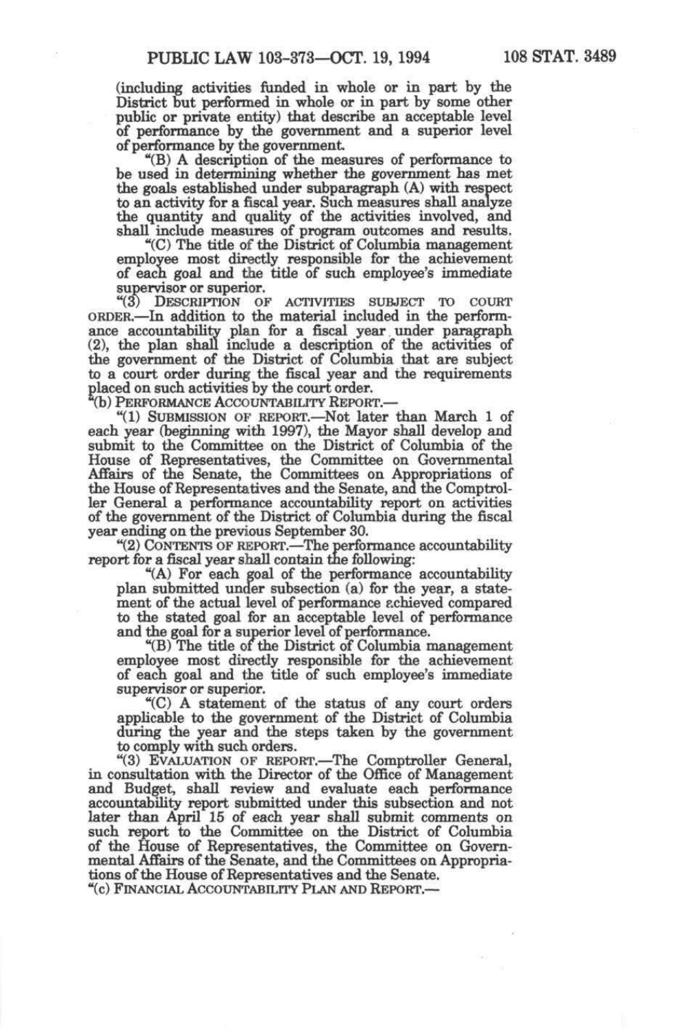(including activities funded in whole or in part by the District but performed in whole or in part by some other public or private entity) that describe an acceptable level of performance by the government and a superior level of performance by the government.

"(B) A description of the measures of performance to be used in determining whether the government has met the goals established under subparagraph (A) with respect to an activity for a fiscal year. Such measures shall analyze the quantity and quality of the activities involved, and shall include measures of program outcomes and results.

"(C) The title of the District of Columbia management employee most directly responsible for the achievement of each goal and the title of such employee's immediate supervisor or superior.

"(3) DESCRIPTION OF ACTIVITIES SUBJECT TO COURT ORDER.—In addition to the material included in the performance accountability plan for a fiscal year under paragraph (2), the plan shall include a description of the activities of the government of the District of Columbia that are subject to a court order during the fiscal year and the requirements placed on such activities by the court order.

"(b) PERFORMANCE ACCOUNTABILITY REPORT.—

"(1) SUBMISSION OF REPORT.—Not later than March 1 of each year (beginning with 1997), the Mayor shall develop and submit to the Committee on the District of Columbia of the House of Representatives, the Committee on Governmental Affairs of the Senate, the Committees on Appropriations of the House of Representatives and the Senate, and the Comptroller General a performance accountability report on activities of the government of the District of Columbia during the fiscal year ending on the previous September 30.

"(2) CONTENTS OF REPORT.—The performance accountability report for a fiscal year shall contain the following:

"(A) For each goal of the performance accountability plan submitted under subsection (a) for the year, a statement of the actual level of performance achieved compared to the stated goal for an acceptable level of performance and the goal for a superior level of performance.

"(B) The title of the District of Columbia management employee most directly responsible for the achievement of each goal and the title of such employee's immediate supervisor or superior.

"(C) A statement of the status of any court orders applicable to the government of the District of Columbia during the year and the steps taken by the government to comply with such orders.

"(3) EVALUATION OF REPORT.—The Comptroller General, in consultation with the Director of the Office of Management and Budget, shall review and evaluate each performance accountability report submitted under this subsection and not later than April 15 of each year shall submit comments on such report to the Committee on the District of Columbia of the House of Representatives, the Committee on Governmental Affairs of the Senate, and the Committees on Appropriations of the House of Representatives and the Senate.

"(c) FINANCIAL ACCOUNTABILITY PLAN AND REPORT.—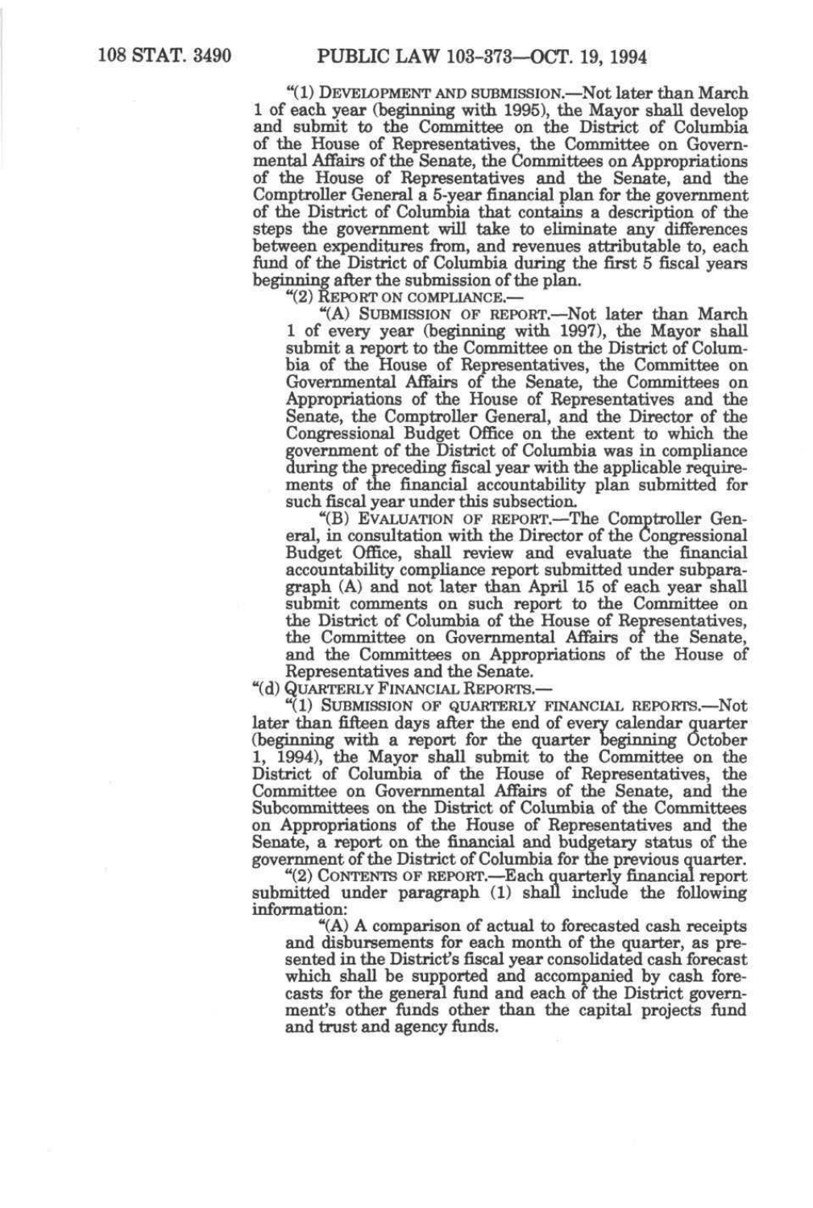"(1) DEVELOPMENT AND SUBMISSION.—Not later than March 1 of each year (beginning with 1995), the Mayor shall develop and submit to the Committee on the District of Columbia of the House of Representatives, the Committee on Governmental Affairs of the Senate, the Committees on Appropriations of the House of Representatives and the Senate, and the Comptroller General a 5-year financial plan for the government of the District of Columbia that contains a description of the steps the government will take to eliminate any differences between expenditures from, and revenues attributable to, each fund of the District of Columbia during the first 5 fiscal years beginning after the submission of the plan.

"(2) REPORT ON COMPLIANCE.—

"(A) SUBMISSION OF REPORT.—Not later than March 1 of every year (beginning with 1997), the Mayor shall submit a report to the Committee on the District of Columbia of the House of Representatives, the Committee on Governmental Affairs of the Senate, the Committees on Appropriations of the House of Representatives and the Senate, the Comptroller General, and the Director of the Congressional Budget Office on the extent to which the government of the District of Columbia was in compliance during the preceding fiscal year with the applicable requirements of the financial accountability plan submitted for such fiscal year under this subsection.

"(B) EVALUATION OF REPORT.—The Comptroller General, in consultation with the Director of the Congressional Budget Office, shall review and evaluate the financial accountability compliance report submitted under subparagraph (A) and not later than April 15 of each year shall submit comments on such report to the Committee on the District of Columbia of the House of Representatives, the Committee on Governmental Affairs of the Senate, and the Committees on Appropriations of the House of Representatives and the Senate.

"(d) QUARTERLY FINANCIAL REPORTS.—

"(1) SUBMISSION OF QUARTERLY FINANCIAL REPORTS.—Not later than fifteen days after the end of every calendar quarter (beginning with a report for the quarter beginning October 1, 1994), the Mayor shall submit to the Committee on the District of Columbia of the House of Representatives, the Committee on Governmental Affairs of the Senate, and the Subcommittees on the District of Columbia of the Committees on Appropriations of the House of Representatives and the Senate, a report on the financial and budgetary status of the government of the District of Columbia for the previous quarter.

"(2) CONTENTS OF REPORT.—Each quarterly financial report submitted under paragraph (1) shall include the following information:

"(A) A comparison of actual to forecasted cash receipts and disbursements for each month of the quarter, as presented in the District's fiscal year consolidated cash forecast which shall be supported and accompanied by cash forecasts for the general fund and each of the District government's other funds other than the capital projects fund and trust and agency funds.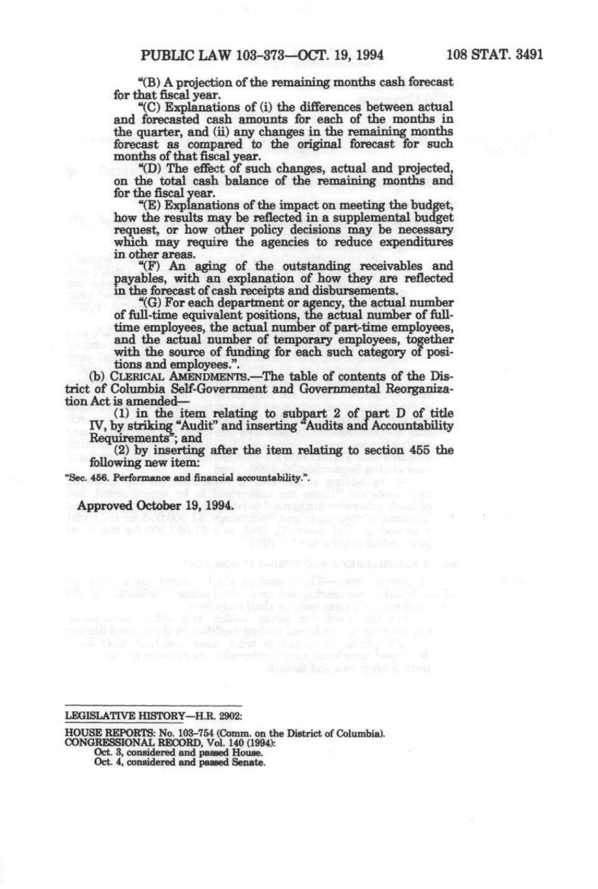"(B) A projection of the remaining months cash forecast for that fiscal year.

"(C) Explanations of (i) the differences between actual and forecasted cash amounts for each of the months in the quarter, and (ii) any changes in the remaining months forecast as compared to the original forecast for such months of that fiscal year.

"(D) The effect of such changes, actual and projected, on the total cash balance of the remaining months and for the fiscal year.

"(E) Explanations of the impact on meeting the budget, how the results may be reflected in a supplemental budget request, or how other policy decisions may be necessary which may require the agencies to reduce expenditures in other areas.

"(F) An aging of the outstanding receivables and payables, with an explanation of how they are reflected in the forecast of cash receipts and disbursements.

"(G) For each department or agency, the actual number of full-time equivalent positions, the actual number of full-time employees, the actual number of part-time employees, and the actual number of temporary employees, together with the source of funding for each such category of positions and employees.".

(b) CLERICAL AMENDMENTS.—The table of contents of the District of Columbia Self-Government and Governmental Reorganization Act is amended—

(1) in the item relating to subpart 2 of part D of title IV, by striking "Audit" and inserting "Audits and Accountability Requirements"; and

(2) by inserting after the item relating to section 455 the following new item:

"Sec. 456. Performance and financial accountability.".

Approved October 19, 1994.

---

LEGISLATIVE HISTORY—H.R. 2902:

HOUSE REPORTS: No. 103-754 (Comm. on the District of Columbia).
CONGRESSIONAL RECORD, Vol. 140 (1994):
Oct. 3, considered and passed House.
Oct. 4, considered and passed Senate.